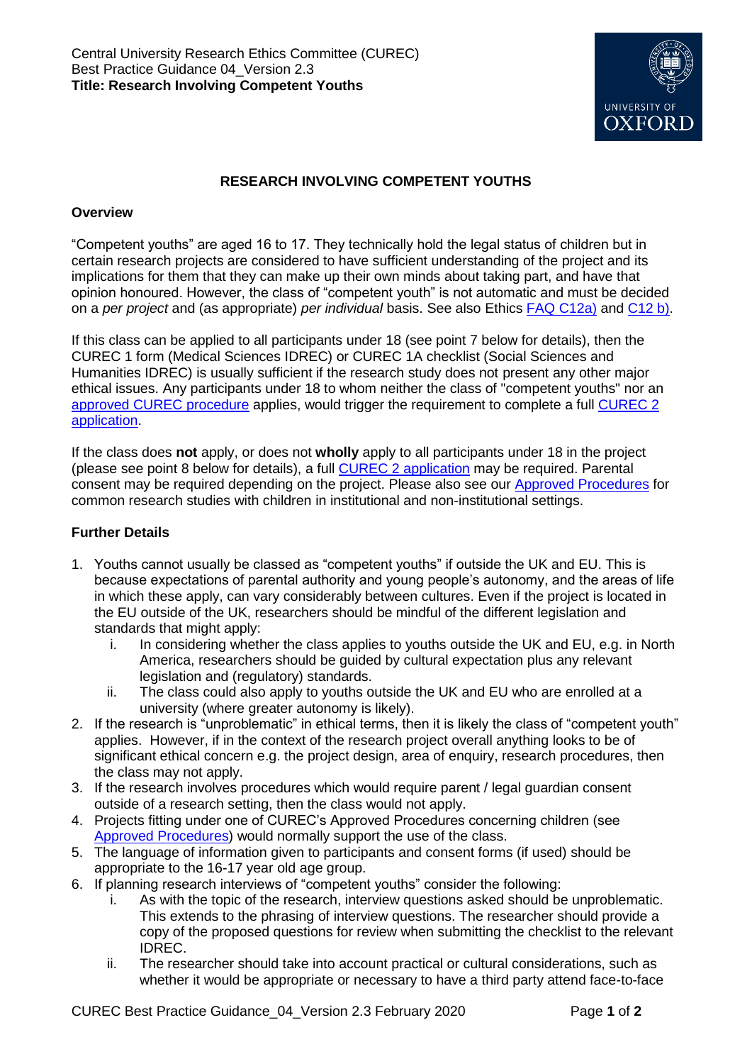Central University Research Ethics Committee (CUREC)
Best Practice Guidance 04_Version 2.3
**Title: Research Involving Competent Youths**

## RESEARCH INVOLVING COMPETENT YOUTHS

### Overview

"Competent youths" are aged 16 to 17. They technically hold the legal status of children but in certain research projects are considered to have sufficient understanding of the project and its implications for them that they can make up their own minds about taking part, and have that opinion honoured. However, the class of "competent youth" is not automatic and must be decided on a *per project* and (as appropriate) *per individual* basis. See also Ethics FAQ C12a) and C12 b).

If this class can be applied to all participants under 18 (see point 7 below for details), then the CUREC 1 form (Medical Sciences IDREC) or CUREC 1A checklist (Social Sciences and Humanities IDREC) is usually sufficient if the research study does not present any other major ethical issues. Any participants under 18 to whom neither the class of "competent youths" nor an approved CUREC procedure applies, would trigger the requirement to complete a full CUREC 2 application.

If the class does **not** apply, or does not **wholly** apply to all participants under 18 in the project (please see point 8 below for details), a full CUREC 2 application may be required. Parental consent may be required depending on the project. Please also see our Approved Procedures for common research studies with children in institutional and non-institutional settings.

### Further Details

1. Youths cannot usually be classed as "competent youths" if outside the UK and EU. This is because expectations of parental authority and young people's autonomy, and the areas of life in which these apply, can vary considerably between cultures. Even if the project is located in the EU outside of the UK, researchers should be mindful of the different legislation and standards that might apply:
   i. In considering whether the class applies to youths outside the UK and EU, e.g. in North America, researchers should be guided by cultural expectation plus any relevant legislation and (regulatory) standards.
   ii. The class could also apply to youths outside the UK and EU who are enrolled at a university (where greater autonomy is likely).
2. If the research is "unproblematic" in ethical terms, then it is likely the class of "competent youth" applies. However, if in the context of the research project overall anything looks to be of significant ethical concern e.g. the project design, area of enquiry, research procedures, then the class may not apply.
3. If the research involves procedures which would require parent / legal guardian consent outside of a research setting, then the class would not apply.
4. Projects fitting under one of CUREC's Approved Procedures concerning children (see Approved Procedures) would normally support the use of the class.
5. The language of information given to participants and consent forms (if used) should be appropriate to the 16-17 year old age group.
6. If planning research interviews of "competent youths" consider the following:
   i. As with the topic of the research, interview questions asked should be unproblematic. This extends to the phrasing of interview questions. The researcher should provide a copy of the proposed questions for review when submitting the checklist to the relevant IDREC.
   ii. The researcher should take into account practical or cultural considerations, such as whether it would be appropriate or necessary to have a third party attend face-to-face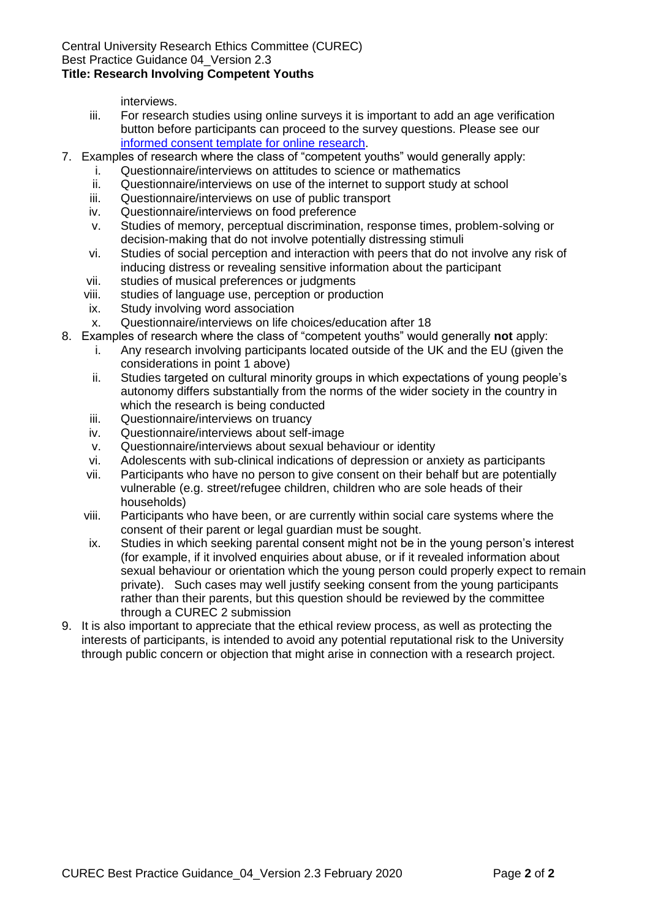interviews.

iii. For research studies using online surveys it is important to add an age verification button before participants can proceed to the survey questions. Please see our [informed consent template for online research](informed consent template for online research).

7. Examples of research where the class of "competent youths" would generally apply:
   i. Questionnaire/interviews on attitudes to science or mathematics
   ii. Questionnaire/interviews on use of the internet to support study at school
   iii. Questionnaire/interviews on use of public transport
   iv. Questionnaire/interviews on food preference
   v. Studies of memory, perceptual discrimination, response times, problem-solving or decision-making that do not involve potentially distressing stimuli
   vi. Studies of social perception and interaction with peers that do not involve any risk of inducing distress or revealing sensitive information about the participant
   vii. studies of musical preferences or judgments
   viii. studies of language use, perception or production
   ix. Study involving word association
   x. Questionnaire/interviews on life choices/education after 18
8. Examples of research where the class of "competent youths" would generally **not** apply:
   i. Any research involving participants located outside of the UK and the EU (given the considerations in point 1 above)
   ii. Studies targeted on cultural minority groups in which expectations of young people's autonomy differs substantially from the norms of the wider society in the country in which the research is being conducted
   iii. Questionnaire/interviews on truancy
   iv. Questionnaire/interviews about self-image
   v. Questionnaire/interviews about sexual behaviour or identity
   vi. Adolescents with sub-clinical indications of depression or anxiety as participants
   vii. Participants who have no person to give consent on their behalf but are potentially vulnerable (e.g. street/refugee children, children who are sole heads of their households)
   viii. Participants who have been, or are currently within social care systems where the consent of their parent or legal guardian must be sought.
   ix. Studies in which seeking parental consent might not be in the young person's interest (for example, if it involved enquiries about abuse, or if it revealed information about sexual behaviour or orientation which the young person could properly expect to remain private). Such cases may well justify seeking consent from the young participants rather than their parents, but this question should be reviewed by the committee through a CUREC 2 submission
9. It is also important to appreciate that the ethical review process, as well as protecting the interests of participants, is intended to avoid any potential reputational risk to the University through public concern or objection that might arise in connection with a research project.